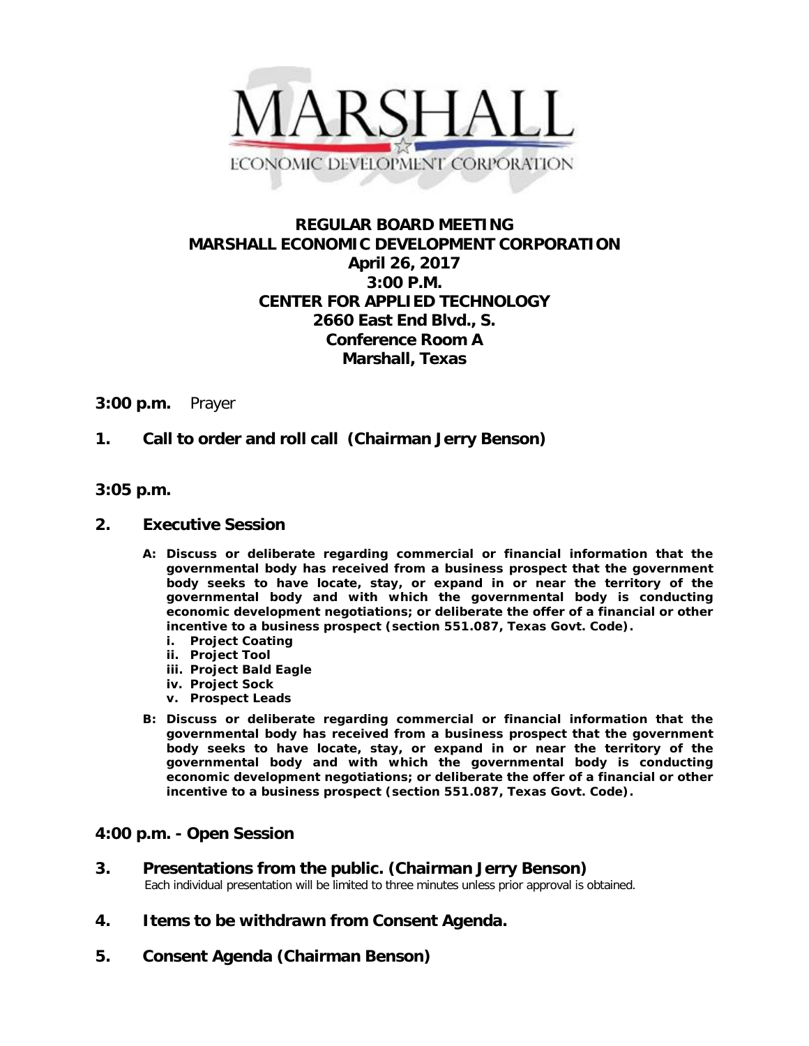MARSHALL

ECONOMIC DEVELOPMENT CORPORATION

# REGULAR BOARD MEETING
# MARSHALL ECONOMIC DEVELOPMENT CORPORATION

**April 26, 2017**
**3:00 P.M.**
**CENTER FOR APPLIED TECHNOLOGY**
**2660 East End Blvd., S.**
**Conference Room A**
**Marshall, Texas**

**3:00 p.m.** Prayer

**1. Call to order and roll call (Chairman Jerry Benson)**

**3:05 p.m.**

**2. Executive Session**

- **A: Discuss or deliberate regarding commercial or financial information that the governmental body has received from a business prospect that the government body seeks to have locate, stay, or expand in or near the territory of the governmental body and with which the governmental body is conducting economic development negotiations; or deliberate the offer of a financial or other incentive to a business prospect (section 551.087, Texas Govt. Code).**
  - **i. Project Coating**
  - **ii. Project Tool**
  - **iii. Project Bald Eagle**
  - **iv. Project Sock**
  - **v. Prospect Leads**
- **B: Discuss or deliberate regarding commercial or financial information that the governmental body has received from a business prospect that the government body seeks to have locate, stay, or expand in or near the territory of the governmental body and with which the governmental body is conducting economic development negotiations; or deliberate the offer of a financial or other incentive to a business prospect (section 551.087, Texas Govt. Code).**

**4:00 p.m. - Open Session**

**3. Presentations from the public. (Chairman Jerry Benson)**
Each individual presentation will be limited to three minutes unless prior approval is obtained.

**4. Items to be withdrawn from Consent Agenda.**

**5. Consent Agenda (Chairman Benson)**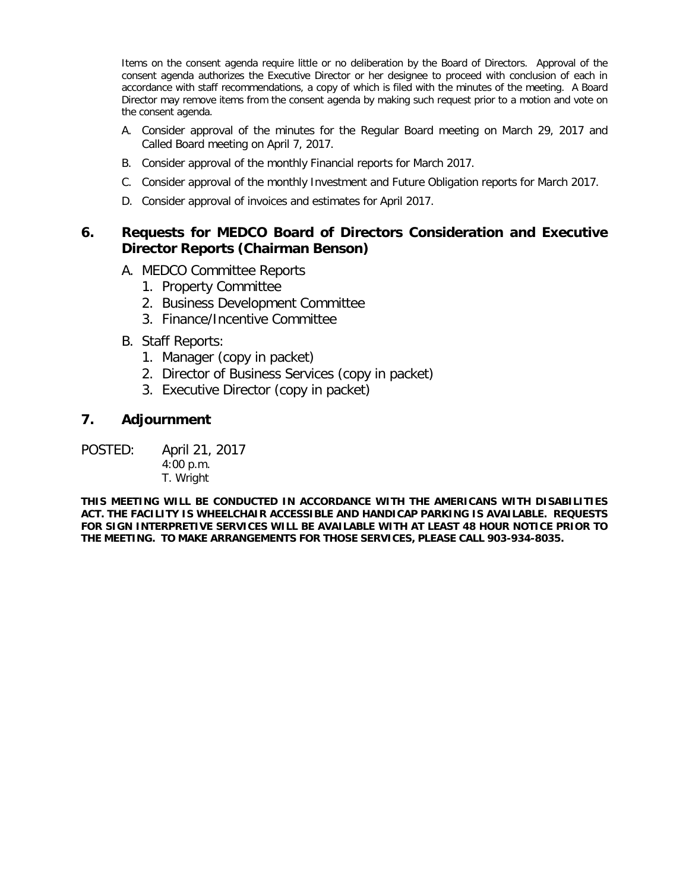Items on the consent agenda require little or no deliberation by the Board of Directors. Approval of the consent agenda authorizes the Executive Director or her designee to proceed with conclusion of each in accordance with staff recommendations, a copy of which is filed with the minutes of the meeting. A Board Director may remove items from the consent agenda by making such request prior to a motion and vote on the consent agenda.

A. Consider approval of the minutes for the Regular Board meeting on March 29, 2017 and Called Board meeting on April 7, 2017.

B. Consider approval of the monthly Financial reports for March 2017.

C. Consider approval of the monthly Investment and Future Obligation reports for March 2017.

D. Consider approval of invoices and estimates for April 2017.

## 6. Requests for MEDCO Board of Directors Consideration and Executive Director Reports (Chairman Benson)

A. MEDCO Committee Reports
   1. Property Committee
   2. Business Development Committee
   3. Finance/Incentive Committee

B. Staff Reports:
   1. Manager (copy in packet)
   2. Director of Business Services (copy in packet)
   3. Executive Director (copy in packet)

## 7. Adjournment

POSTED: April 21, 2017
4:00 p.m.
T. Wright

**THIS MEETING WILL BE CONDUCTED IN ACCORDANCE WITH THE AMERICANS WITH DISABILITIES ACT. THE FACILITY IS WHEELCHAIR ACCESSIBLE AND HANDICAP PARKING IS AVAILABLE. REQUESTS FOR SIGN INTERPRETIVE SERVICES WILL BE AVAILABLE WITH AT LEAST 48 HOUR NOTICE PRIOR TO THE MEETING. TO MAKE ARRANGEMENTS FOR THOSE SERVICES, PLEASE CALL 903-934-8035.**